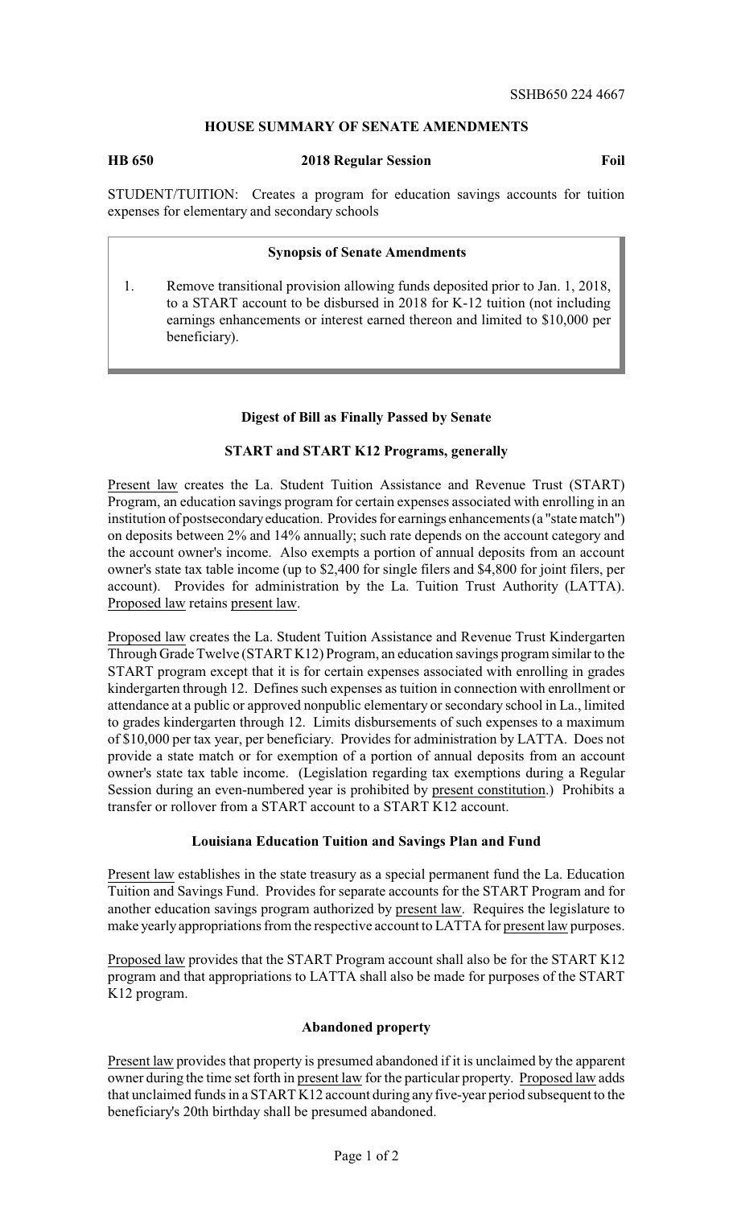SSHB650 224 4667

## HOUSE SUMMARY OF SENATE AMENDMENTS

**HB 650** **2018 Regular Session** **Foil**

STUDENT/TUITION: Creates a program for education savings accounts for tuition expenses for elementary and secondary schools

### Synopsis of Senate Amendments

1. Remove transitional provision allowing funds deposited prior to Jan. 1, 2018, to a START account to be disbursed in 2018 for K-12 tuition (not including earnings enhancements or interest earned thereon and limited to $10,000 per beneficiary).

### Digest of Bill as Finally Passed by Senate

#### START and START K12 Programs, generally

Present law creates the La. Student Tuition Assistance and Revenue Trust (START) Program, an education savings program for certain expenses associated with enrolling in an institution of postsecondary education. Provides for earnings enhancements (a "state match") on deposits between 2% and 14% annually; such rate depends on the account category and the account owner's income. Also exempts a portion of annual deposits from an account owner's state tax table income (up to $2,400 for single filers and $4,800 for joint filers, per account). Provides for administration by the La. Tuition Trust Authority (LATTA). Proposed law retains present law.

Proposed law creates the La. Student Tuition Assistance and Revenue Trust Kindergarten Through Grade Twelve (START K12) Program, an education savings program similar to the START program except that it is for certain expenses associated with enrolling in grades kindergarten through 12. Defines such expenses as tuition in connection with enrollment or attendance at a public or approved nonpublic elementary or secondary school in La., limited to grades kindergarten through 12. Limits disbursements of such expenses to a maximum of $10,000 per tax year, per beneficiary. Provides for administration by LATTA. Does not provide a state match or for exemption of a portion of annual deposits from an account owner's state tax table income. (Legislation regarding tax exemptions during a Regular Session during an even-numbered year is prohibited by present constitution.) Prohibits a transfer or rollover from a START account to a START K12 account.

#### Louisiana Education Tuition and Savings Plan and Fund

Present law establishes in the state treasury as a special permanent fund the La. Education Tuition and Savings Fund. Provides for separate accounts for the START Program and for another education savings program authorized by present law. Requires the legislature to make yearly appropriations from the respective account to LATTA for present law purposes.

Proposed law provides that the START Program account shall also be for the START K12 program and that appropriations to LATTA shall also be made for purposes of the START K12 program.

#### Abandoned property

Present law provides that property is presumed abandoned if it is unclaimed by the apparent owner during the time set forth in present law for the particular property. Proposed law adds that unclaimed funds in a START K12 account during any five-year period subsequent to the beneficiary's 20th birthday shall be presumed abandoned.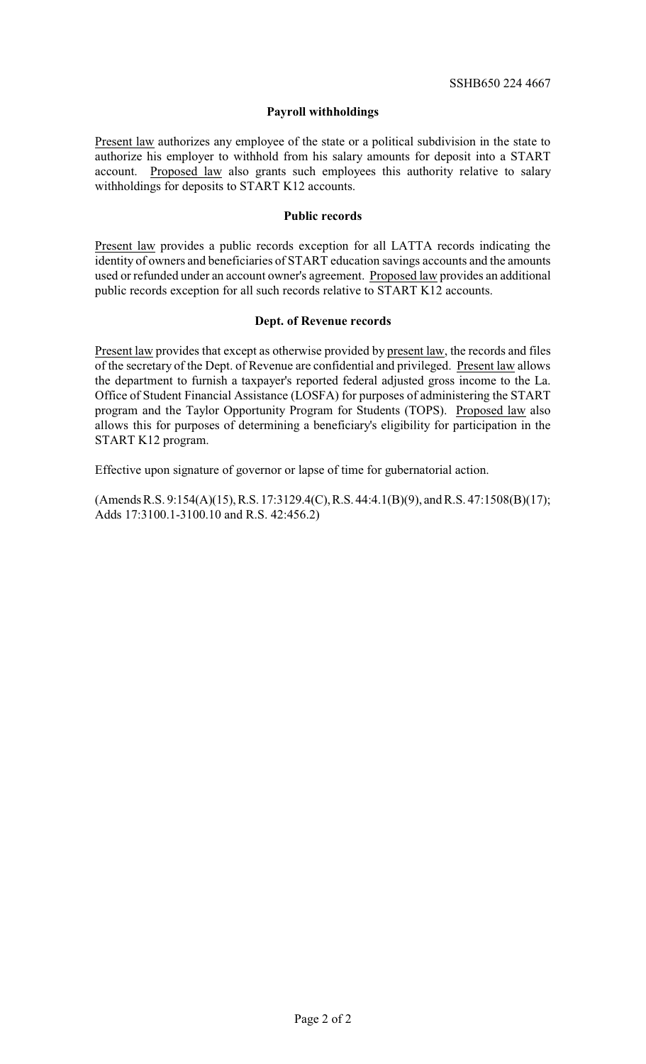SSHB650 224 4667

**Payroll withholdings**

Present law authorizes any employee of the state or a political subdivision in the state to authorize his employer to withhold from his salary amounts for deposit into a START account. Proposed law also grants such employees this authority relative to salary withholdings for deposits to START K12 accounts.

**Public records**

Present law provides a public records exception for all LATTA records indicating the identity of owners and beneficiaries of START education savings accounts and the amounts used or refunded under an account owner's agreement. Proposed law provides an additional public records exception for all such records relative to START K12 accounts.

**Dept. of Revenue records**

Present law provides that except as otherwise provided by present law, the records and files of the secretary of the Dept. of Revenue are confidential and privileged. Present law allows the department to furnish a taxpayer's reported federal adjusted gross income to the La. Office of Student Financial Assistance (LOSFA) for purposes of administering the START program and the Taylor Opportunity Program for Students (TOPS). Proposed law also allows this for purposes of determining a beneficiary's eligibility for participation in the START K12 program.

Effective upon signature of governor or lapse of time for gubernatorial action.

(Amends R.S. 9:154(A)(15), R.S. 17:3129.4(C), R.S. 44:4.1(B)(9), and R.S. 47:1508(B)(17); Adds 17:3100.1-3100.10 and R.S. 42:456.2)